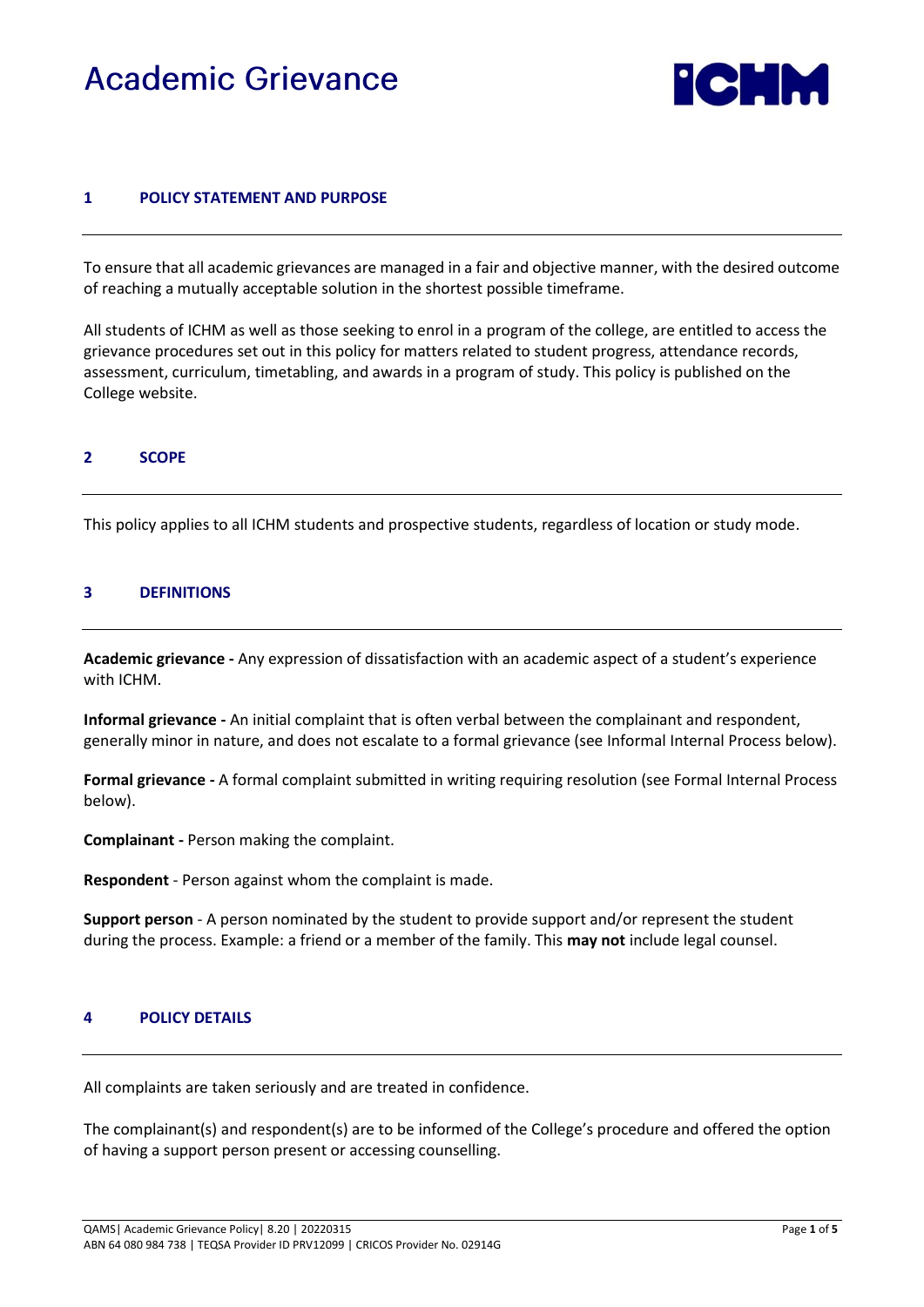# Academic Grievance

## 1 POLICY STATEMENT AND PURPOSE

To ensure that all academic grievances are managed in a fair and objective manner, with the desired outcome of reaching a mutually acceptable solution in the shortest possible timeframe.

All students of ICHM as well as those seeking to enrol in a program of the college, are entitled to access the grievance procedures set out in this policy for matters related to student progress, attendance records, assessment, curriculum, timetabling, and awards in a program of study. This policy is published on the College website.

## 2 SCOPE

This policy applies to all ICHM students and prospective students, regardless of location or study mode.

## 3 DEFINITIONS

**Academic grievance -** Any expression of dissatisfaction with an academic aspect of a student's experience with ICHM.

**Informal grievance -** An initial complaint that is often verbal between the complainant and respondent, generally minor in nature, and does not escalate to a formal grievance (see Informal Internal Process below).

**Formal grievance -** A formal complaint submitted in writing requiring resolution (see Formal Internal Process below).

**Complainant -** Person making the complaint.

**Respondent** - Person against whom the complaint is made.

**Support person** - A person nominated by the student to provide support and/or represent the student during the process. Example: a friend or a member of the family. This **may not** include legal counsel.

## 4 POLICY DETAILS

All complaints are taken seriously and are treated in confidence.

The complainant(s) and respondent(s) are to be informed of the College's procedure and offered the option of having a support person present or accessing counselling.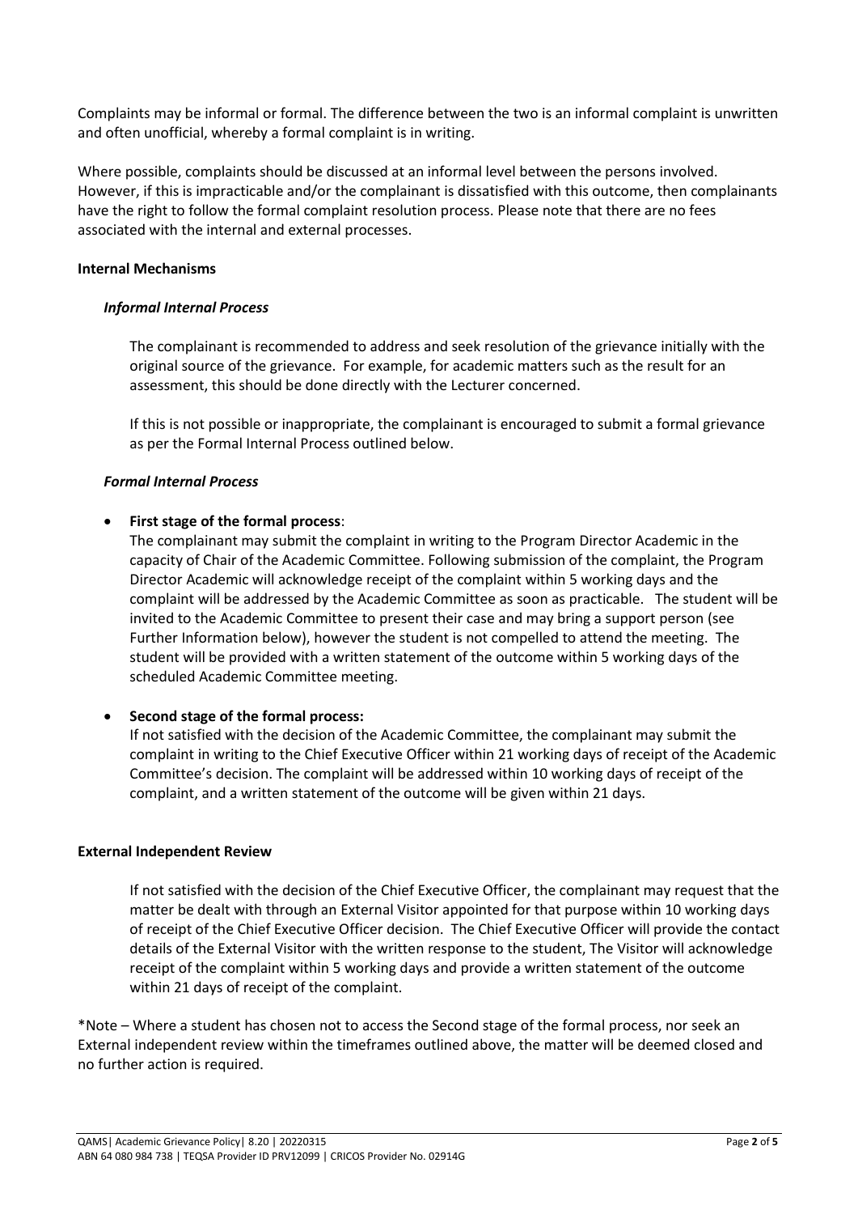Complaints may be informal or formal. The difference between the two is an informal complaint is unwritten and often unofficial, whereby a formal complaint is in writing.

Where possible, complaints should be discussed at an informal level between the persons involved. However, if this is impracticable and/or the complainant is dissatisfied with this outcome, then complainants have the right to follow the formal complaint resolution process. Please note that there are no fees associated with the internal and external processes.

**Internal Mechanisms**

***Informal Internal Process***

The complainant is recommended to address and seek resolution of the grievance initially with the original source of the grievance. For example, for academic matters such as the result for an assessment, this should be done directly with the Lecturer concerned.

If this is not possible or inappropriate, the complainant is encouraged to submit a formal grievance as per the Formal Internal Process outlined below.

***Formal Internal Process***

- **First stage of the formal process**:
  The complainant may submit the complaint in writing to the Program Director Academic in the capacity of Chair of the Academic Committee. Following submission of the complaint, the Program Director Academic will acknowledge receipt of the complaint within 5 working days and the complaint will be addressed by the Academic Committee as soon as practicable. The student will be invited to the Academic Committee to present their case and may bring a support person (see Further Information below), however the student is not compelled to attend the meeting. The student will be provided with a written statement of the outcome within 5 working days of the scheduled Academic Committee meeting.

- **Second stage of the formal process:**
  If not satisfied with the decision of the Academic Committee, the complainant may submit the complaint in writing to the Chief Executive Officer within 21 working days of receipt of the Academic Committee's decision. The complaint will be addressed within 10 working days of receipt of the complaint, and a written statement of the outcome will be given within 21 days.

**External Independent Review**

If not satisfied with the decision of the Chief Executive Officer, the complainant may request that the matter be dealt with through an External Visitor appointed for that purpose within 10 working days of receipt of the Chief Executive Officer decision. The Chief Executive Officer will provide the contact details of the External Visitor with the written response to the student, The Visitor will acknowledge receipt of the complaint within 5 working days and provide a written statement of the outcome within 21 days of receipt of the complaint.

*Note – Where a student has chosen not to access the Second stage of the formal process, nor seek an External independent review within the timeframes outlined above, the matter will be deemed closed and no further action is required.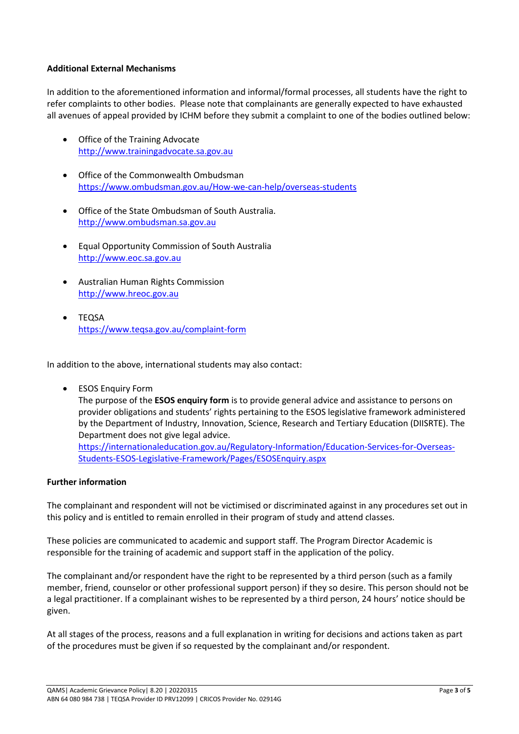**Additional External Mechanisms**

In addition to the aforementioned information and informal/formal processes, all students have the right to refer complaints to other bodies. Please note that complainants are generally expected to have exhausted all avenues of appeal provided by ICHM before they submit a complaint to one of the bodies outlined below:

- Office of the Training Advocate
  http://www.trainingadvocate.sa.gov.au
- Office of the Commonwealth Ombudsman
  https://www.ombudsman.gov.au/How-we-can-help/overseas-students
- Office of the State Ombudsman of South Australia.
  http://www.ombudsman.sa.gov.au
- Equal Opportunity Commission of South Australia
  http://www.eoc.sa.gov.au
- Australian Human Rights Commission
  http://www.hreoc.gov.au
- TEQSA
  https://www.teqsa.gov.au/complaint-form

In addition to the above, international students may also contact:

- ESOS Enquiry Form
  The purpose of the **ESOS enquiry form** is to provide general advice and assistance to persons on provider obligations and students' rights pertaining to the ESOS legislative framework administered by the Department of Industry, Innovation, Science, Research and Tertiary Education (DIISRTE). The Department does not give legal advice.
  https://internationaleducation.gov.au/Regulatory-Information/Education-Services-for-Overseas-Students-ESOS-Legislative-Framework/Pages/ESOSEnquiry.aspx

**Further information**

The complainant and respondent will not be victimised or discriminated against in any procedures set out in this policy and is entitled to remain enrolled in their program of study and attend classes.

These policies are communicated to academic and support staff. The Program Director Academic is responsible for the training of academic and support staff in the application of the policy.

The complainant and/or respondent have the right to be represented by a third person (such as a family member, friend, counselor or other professional support person) if they so desire. This person should not be a legal practitioner. If a complainant wishes to be represented by a third person, 24 hours' notice should be given.

At all stages of the process, reasons and a full explanation in writing for decisions and actions taken as part of the procedures must be given if so requested by the complainant and/or respondent.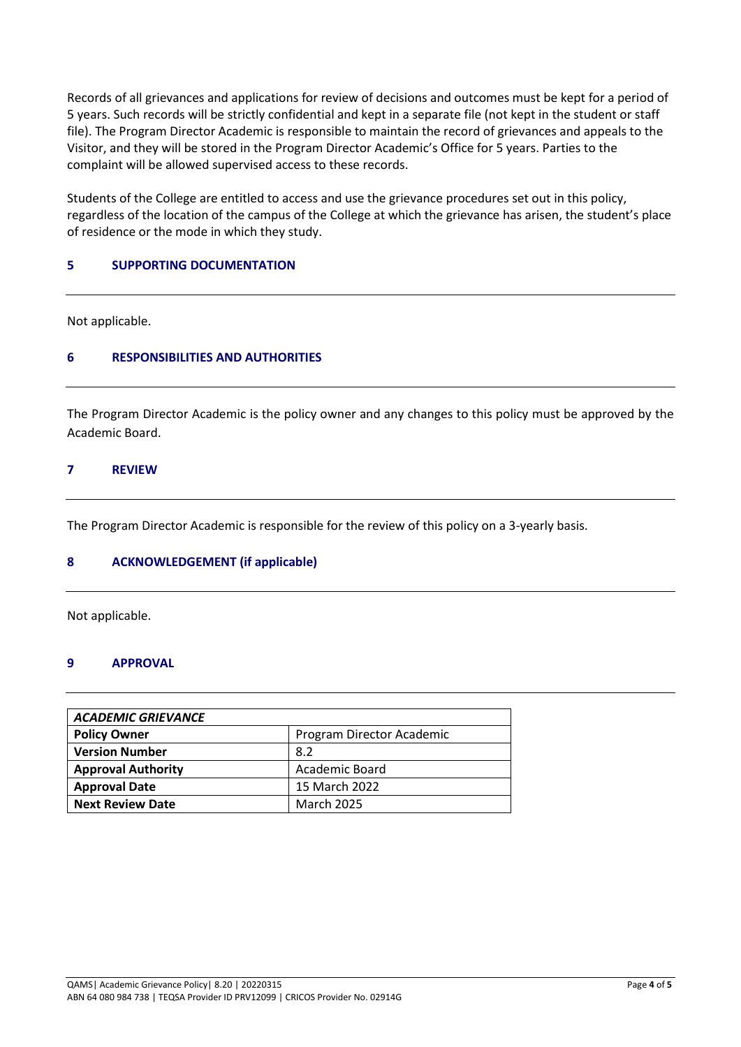Records of all grievances and applications for review of decisions and outcomes must be kept for a period of 5 years. Such records will be strictly confidential and kept in a separate file (not kept in the student or staff file). The Program Director Academic is responsible to maintain the record of grievances and appeals to the Visitor, and they will be stored in the Program Director Academic's Office for 5 years. Parties to the complaint will be allowed supervised access to these records.

Students of the College are entitled to access and use the grievance procedures set out in this policy, regardless of the location of the campus of the College at which the grievance has arisen, the student's place of residence or the mode in which they study.

## 5 SUPPORTING DOCUMENTATION

Not applicable.

## 6 RESPONSIBILITIES AND AUTHORITIES

The Program Director Academic is the policy owner and any changes to this policy must be approved by the Academic Board.

## 7 REVIEW

The Program Director Academic is responsible for the review of this policy on a 3-yearly basis.

## 8 ACKNOWLEDGEMENT (if applicable)

Not applicable.

## 9 APPROVAL

| *ACADEMIC GRIEVANCE* | |
|---|---|
| **Policy Owner** | Program Director Academic |
| **Version Number** | 8.2 |
| **Approval Authority** | Academic Board |
| **Approval Date** | 15 March 2022 |
| **Next Review Date** | March 2025 |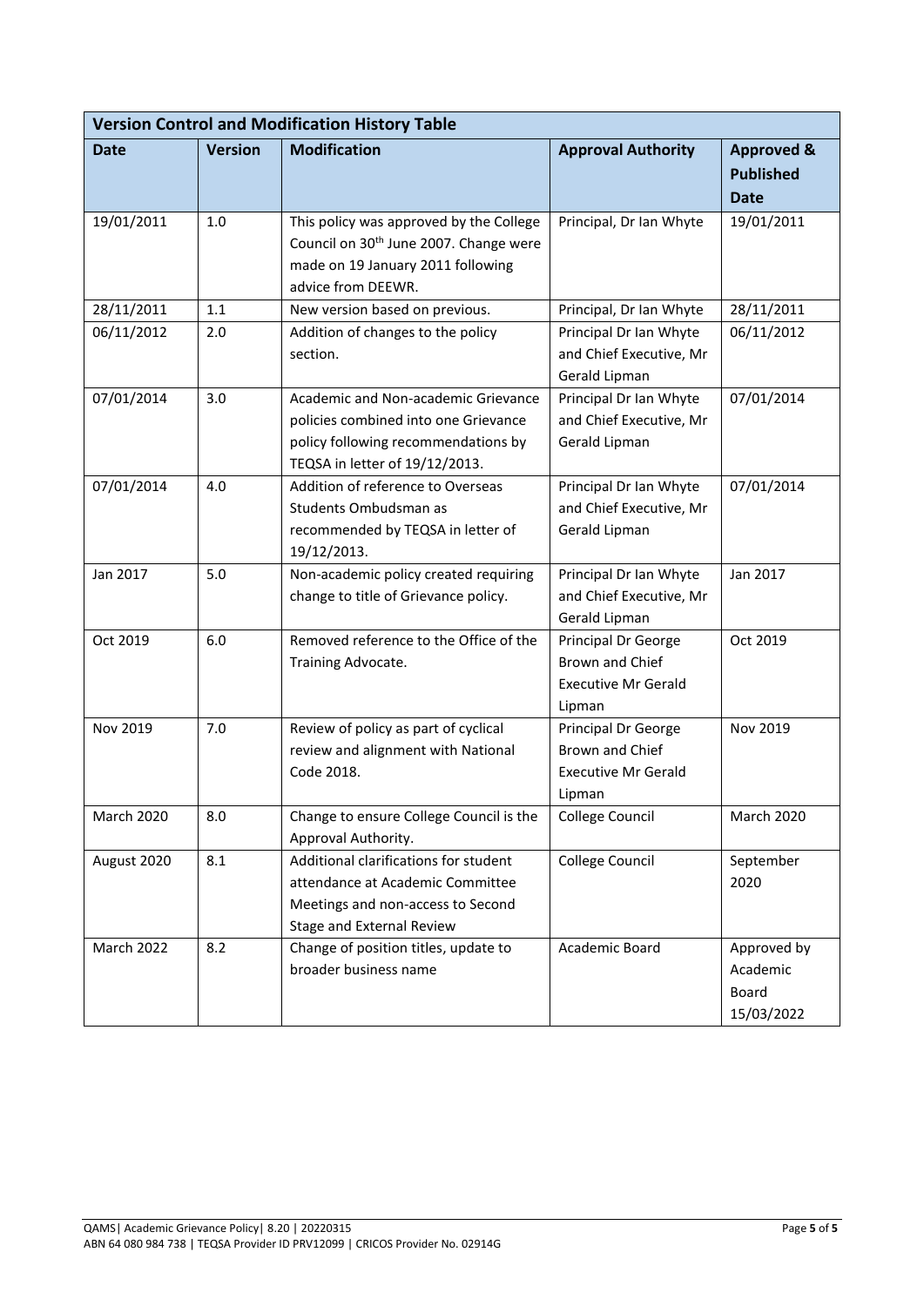| Version Control and Modification History Table | | | | |
|---|---|---|---|---|
| **Date** | **Version** | **Modification** | **Approval Authority** | **Approved & Published Date** |
| 19/01/2011 | 1.0 | This policy was approved by the College Council on 30th June 2007. Change were made on 19 January 2011 following advice from DEEWR. | Principal, Dr Ian Whyte | 19/01/2011 |
| 28/11/2011 | 1.1 | New version based on previous. | Principal, Dr Ian Whyte | 28/11/2011 |
| 06/11/2012 | 2.0 | Addition of changes to the policy section. | Principal Dr Ian Whyte and Chief Executive, Mr Gerald Lipman | 06/11/2012 |
| 07/01/2014 | 3.0 | Academic and Non-academic Grievance policies combined into one Grievance policy following recommendations by TEQSA in letter of 19/12/2013. | Principal Dr Ian Whyte and Chief Executive, Mr Gerald Lipman | 07/01/2014 |
| 07/01/2014 | 4.0 | Addition of reference to Overseas Students Ombudsman as recommended by TEQSA in letter of 19/12/2013. | Principal Dr Ian Whyte and Chief Executive, Mr Gerald Lipman | 07/01/2014 |
| Jan 2017 | 5.0 | Non-academic policy created requiring change to title of Grievance policy. | Principal Dr Ian Whyte and Chief Executive, Mr Gerald Lipman | Jan 2017 |
| Oct 2019 | 6.0 | Removed reference to the Office of the Training Advocate. | Principal Dr George Brown and Chief Executive Mr Gerald Lipman | Oct 2019 |
| Nov 2019 | 7.0 | Review of policy as part of cyclical review and alignment with National Code 2018. | Principal Dr George Brown and Chief Executive Mr Gerald Lipman | Nov 2019 |
| March 2020 | 8.0 | Change to ensure College Council is the Approval Authority. | College Council | March 2020 |
| August 2020 | 8.1 | Additional clarifications for student attendance at Academic Committee Meetings and non-access to Second Stage and External Review | College Council | September 2020 |
| March 2022 | 8.2 | Change of position titles, update to broader business name | Academic Board | Approved by Academic Board 15/03/2022 |

QAMS| Academic Grievance Policy| 8.20 | 20220315
ABN 64 080 984 738 | TEQSA Provider ID PRV12099 | CRICOS Provider No. 02914G